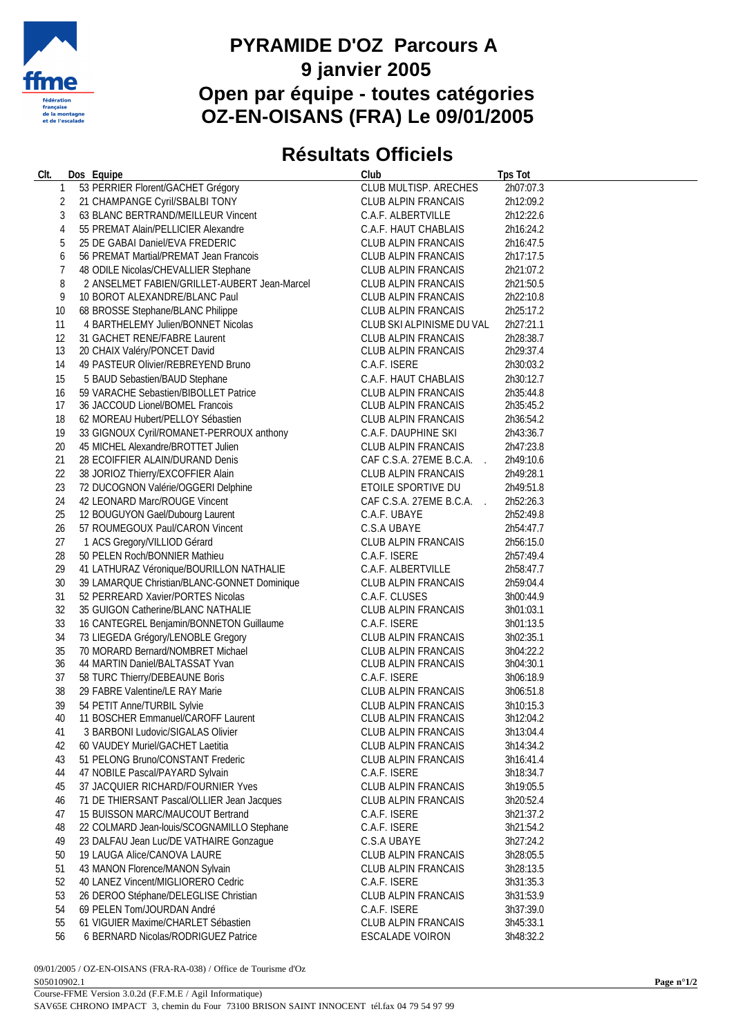# PYRAMIDE D'OZ Parcours A
# 9 janvier 2005
# Open par équipe - toutes catégories
# OZ-EN-OISANS (FRA) Le 09/01/2005

## Résultats Officiels

| Clt. | Dos | Equipe | Club | Tps Tot |
|---|---|---|---|---|
| 1 | 53 | PERRIER Florent/GACHET Grégory | CLUB MULTISP. ARECHES | 2h07:07.3 |
| 2 | 21 | CHAMPANGE Cyril/SBALBI TONY | CLUB ALPIN FRANCAIS | 2h12:09.2 |
| 3 | 63 | BLANC BERTRAND/MEILLEUR Vincent | C.A.F. ALBERTVILLE | 2h12:22.6 |
| 4 | 55 | PREMAT Alain/PELLICIER Alexandre | C.A.F. HAUT CHABLAIS | 2h16:24.2 |
| 5 | 25 | DE GABAI Daniel/EVA FREDERIC | CLUB ALPIN FRANCAIS | 2h16:47.5 |
| 6 | 56 | PREMAT Martial/PREMAT Jean Francois | CLUB ALPIN FRANCAIS | 2h17:17.5 |
| 7 | 48 | ODILE Nicolas/CHEVALLIER Stephane | CLUB ALPIN FRANCAIS | 2h21:07.2 |
| 8 | 2 | ANSELMET FABIEN/GRILLET-AUBERT Jean-Marcel | CLUB ALPIN FRANCAIS | 2h21:50.5 |
| 9 | 10 | BOROT ALEXANDRE/BLANC Paul | CLUB ALPIN FRANCAIS | 2h22:10.8 |
| 10 | 68 | BROSSE Stephane/BLANC Philippe | CLUB ALPIN FRANCAIS | 2h25:17.2 |
| 11 | 4 | BARTHELEMY Julien/BONNET Nicolas | CLUB SKI ALPINISME DU VAL | 2h27:21.1 |
| 12 | 31 | GACHET RENE/FABRE Laurent | CLUB ALPIN FRANCAIS | 2h28:38.7 |
| 13 | 20 | CHAIX Valéry/PONCET David | CLUB ALPIN FRANCAIS | 2h29:37.4 |
| 14 | 49 | PASTEUR Olivier/REBREYEND Bruno | C.A.F. ISERE | 2h30:03.2 |
| 15 | 5 | BAUD Sebastien/BAUD Stephane | C.A.F. HAUT CHABLAIS | 2h30:12.7 |
| 16 | 59 | VARACHE Sebastien/BIBOLLET Patrice | CLUB ALPIN FRANCAIS | 2h35:44.8 |
| 17 | 36 | JACCOUD Lionel/BOMEL Francois | CLUB ALPIN FRANCAIS | 2h35:45.2 |
| 18 | 62 | MOREAU Hubert/PELLOY Sébastien | CLUB ALPIN FRANCAIS | 2h36:54.2 |
| 19 | 33 | GIGNOUX Cyril/ROMANET-PERROUX anthony | C.A.F. DAUPHINE SKI | 2h43:36.7 |
| 20 | 45 | MICHEL Alexandre/BROTTET Julien | CLUB ALPIN FRANCAIS | 2h47:23.8 |
| 21 | 28 | ECOIFFIER ALAIN/DURAND Denis | CAF C.S.A. 27EME B.C.A. . | 2h49:10.6 |
| 22 | 38 | JORIOZ Thierry/EXCOFFIER Alain | CLUB ALPIN FRANCAIS | 2h49:28.1 |
| 23 | 72 | DUCOGNON Valérie/OGGERI Delphine | ETOILE SPORTIVE DU | 2h49:51.8 |
| 24 | 42 | LEONARD Marc/ROUGE Vincent | CAF C.S.A. 27EME B.C.A. . | 2h52:26.3 |
| 25 | 12 | BOUGUYON Gael/Dubourg Laurent | C.A.F. UBAYE | 2h52:49.8 |
| 26 | 57 | ROUMEGOUX Paul/CARON Vincent | C.S.A UBAYE | 2h54:47.7 |
| 27 | 1 | ACS Gregory/VILLIOD Gérard | CLUB ALPIN FRANCAIS | 2h56:15.0 |
| 28 | 50 | PELEN Roch/BONNIER Mathieu | C.A.F. ISERE | 2h57:49.4 |
| 29 | 41 | LATHURAZ Véronique/BOURILLON NATHALIE | C.A.F. ALBERTVILLE | 2h58:47.7 |
| 30 | 39 | LAMARQUE Christian/BLANC-GONNET Dominique | CLUB ALPIN FRANCAIS | 2h59:04.4 |
| 31 | 52 | PERREARD Xavier/PORTES Nicolas | C.A.F. CLUSES | 3h00:44.9 |
| 32 | 35 | GUIGON Catherine/BLANC NATHALIE | CLUB ALPIN FRANCAIS | 3h01:03.1 |
| 33 | 16 | CANTEGREL Benjamin/BONNETON Guillaume | C.A.F. ISERE | 3h01:13.5 |
| 34 | 73 | LIEGEDA Grégory/LENOBLE Gregory | CLUB ALPIN FRANCAIS | 3h02:35.1 |
| 35 | 70 | MORARD Bernard/NOMBRET Michael | CLUB ALPIN FRANCAIS | 3h04:22.2 |
| 36 | 44 | MARTIN Daniel/BALTASSAT Yvan | CLUB ALPIN FRANCAIS | 3h04:30.1 |
| 37 | 58 | TURC Thierry/DEBEAUNE Boris | C.A.F. ISERE | 3h06:18.9 |
| 38 | 29 | FABRE Valentine/LE RAY Marie | CLUB ALPIN FRANCAIS | 3h06:51.8 |
| 39 | 54 | PETIT Anne/TURBIL Sylvie | CLUB ALPIN FRANCAIS | 3h10:15.3 |
| 40 | 11 | BOSCHER Emmanuel/CAROFF Laurent | CLUB ALPIN FRANCAIS | 3h12:04.2 |
| 41 | 3 | BARBONI Ludovic/SIGALAS Olivier | CLUB ALPIN FRANCAIS | 3h13:04.4 |
| 42 | 60 | VAUDEY Muriel/GACHET Laetitia | CLUB ALPIN FRANCAIS | 3h14:34.2 |
| 43 | 51 | PELONG Bruno/CONSTANT Frederic | CLUB ALPIN FRANCAIS | 3h16:41.4 |
| 44 | 47 | NOBILE Pascal/PAYARD Sylvain | C.A.F. ISERE | 3h18:34.7 |
| 45 | 37 | JACQUIER RICHARD/FOURNIER Yves | CLUB ALPIN FRANCAIS | 3h19:05.5 |
| 46 | 71 | DE THIERSANT Pascal/OLLIER Jean Jacques | CLUB ALPIN FRANCAIS | 3h20:52.4 |
| 47 | 15 | BUISSON MARC/MAUCOUT Bertrand | C.A.F. ISERE | 3h21:37.2 |
| 48 | 22 | COLMARD Jean-louis/SCOGNAMILLO Stephane | C.A.F. ISERE | 3h21:54.2 |
| 49 | 23 | DALFAU Jean Luc/DE VATHAIRE Gonzague | C.S.A UBAYE | 3h27:24.2 |
| 50 | 19 | LAUGA Alice/CANOVA LAURE | CLUB ALPIN FRANCAIS | 3h28:05.5 |
| 51 | 43 | MANON Florence/MANON Sylvain | CLUB ALPIN FRANCAIS | 3h28:13.5 |
| 52 | 40 | LANEZ Vincent/MIGLIORERO Cedric | C.A.F. ISERE | 3h31:35.3 |
| 53 | 26 | DEROO Stéphane/DELEGLISE Christian | CLUB ALPIN FRANCAIS | 3h31:53.9 |
| 54 | 69 | PELEN Tom/JOURDAN André | C.A.F. ISERE | 3h37:39.0 |
| 55 | 61 | VIGUIER Maxime/CHARLET Sébastien | CLUB ALPIN FRANCAIS | 3h45:33.1 |
| 56 | 6 | BERNARD Nicolas/RODRIGUEZ Patrice | ESCALADE VOIRON | 3h48:32.2 |

09/01/2005 / OZ-EN-OISANS (FRA-RA-038) / Office de Tourisme d'Oz
S05010902.1
Course-FFME Version 3.0.2d (F.F.M.E / Agil Informatique)
SAV65E CHRONO IMPACT 3, chemin du Four 73100 BRISON SAINT INNOCENT tél.fax 04 79 54 97 99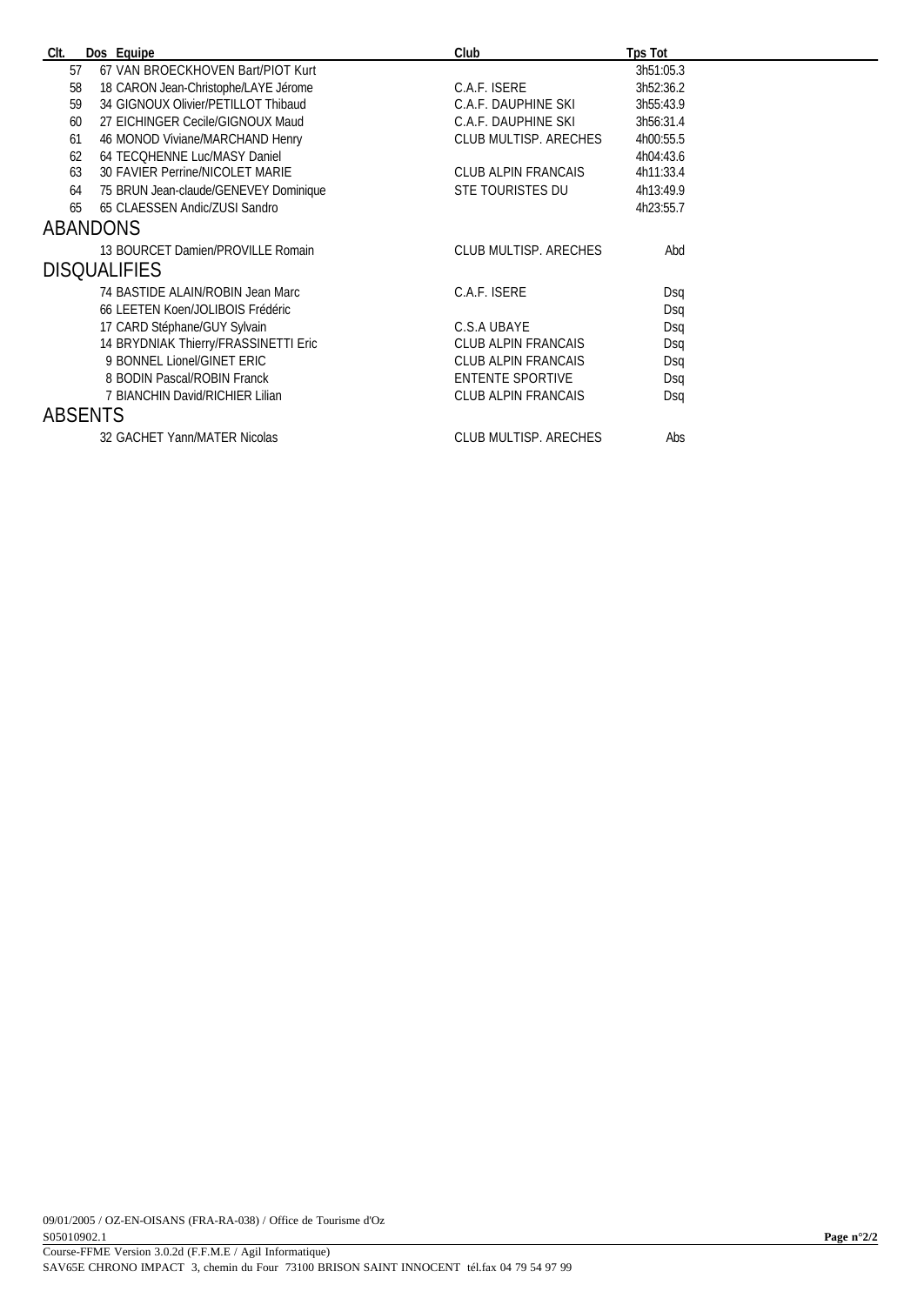| Clt. | Dos | Equipe | Club | Tps Tot |
|---|---|---|---|---|
| 57 | 67 | VAN BROECKHOVEN Bart/PIOT Kurt | | 3h51:05.3 |
| 58 | 18 | CARON Jean-Christophe/LAYE Jérome | C.A.F. ISERE | 3h52:36.2 |
| 59 | 34 | GIGNOUX Olivier/PETILLOT Thibaud | C.A.F. DAUPHINE SKI | 3h55:43.9 |
| 60 | 27 | EICHINGER Cecile/GIGNOUX Maud | C.A.F. DAUPHINE SKI | 3h56:31.4 |
| 61 | 46 | MONOD Viviane/MARCHAND Henry | CLUB MULTISP. ARECHES | 4h00:55.5 |
| 62 | 64 | TECQHENNE Luc/MASY Daniel | | 4h04:43.6 |
| 63 | 30 | FAVIER Perrine/NICOLET MARIE | CLUB ALPIN FRANCAIS | 4h11:33.4 |
| 64 | 75 | BRUN Jean-claude/GENEVEY Dominique | STE TOURISTES DU | 4h13:49.9 |
| 65 | 65 | CLAESSEN Andic/ZUSI Sandro | | 4h23:55.7 |

## ABANDONS

| Clt. | Dos | Equipe | Club | Tps Tot |
|---|---|---|---|---|
| | 13 | BOURCET Damien/PROVILLE Romain | CLUB MULTISP. ARECHES | Abd |

## DISQUALIFIES

| Clt. | Dos | Equipe | Club | Tps Tot |
|---|---|---|---|---|
| | 74 | BASTIDE ALAIN/ROBIN Jean Marc | C.A.F. ISERE | Dsq |
| | 66 | LEETEN Koen/JOLIBOIS Frédéric | | Dsq |
| | 17 | CARD Stéphane/GUY Sylvain | C.S.A UBAYE | Dsq |
| | 14 | BRYDNIAK Thierry/FRASSINETTI Eric | CLUB ALPIN FRANCAIS | Dsq |
| | 9 | BONNEL Lionel/GINET ERIC | CLUB ALPIN FRANCAIS | Dsq |
| | 8 | BODIN Pascal/ROBIN Franck | ENTENTE SPORTIVE | Dsq |
| | 7 | BIANCHIN David/RICHIER Lilian | CLUB ALPIN FRANCAIS | Dsq |

## ABSENTS

| Clt. | Dos | Equipe | Club | Tps Tot |
|---|---|---|---|---|
| | 32 | GACHET Yann/MATER Nicolas | CLUB MULTISP. ARECHES | Abs |

09/01/2005 / OZ-EN-OISANS (FRA-RA-038) / Office de Tourisme d'Oz
S05010902.1
Course-FFME Version 3.0.2d (F.F.M.E / Agil Informatique)
SAV65E CHRONO IMPACT 3, chemin du Four 73100 BRISON SAINT INNOCENT tél.fax 04 79 54 97 99